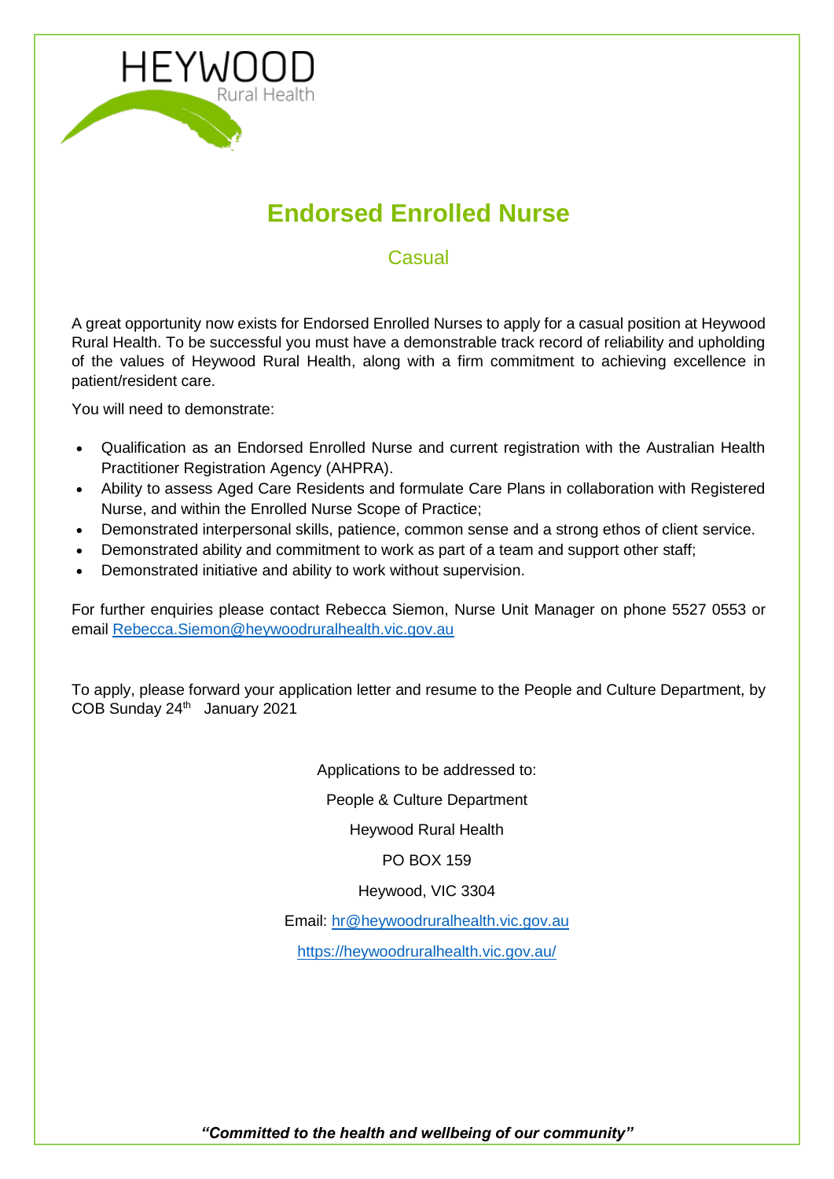HEYWOOD
Rural Health

# Endorsed Enrolled Nurse

## Casual

A great opportunity now exists for Endorsed Enrolled Nurses to apply for a casual position at Heywood Rural Health. To be successful you must have a demonstrable track record of reliability and upholding of the values of Heywood Rural Health, along with a firm commitment to achieving excellence in patient/resident care.

You will need to demonstrate:

- Qualification as an Endorsed Enrolled Nurse and current registration with the Australian Health Practitioner Registration Agency (AHPRA).
- Ability to assess Aged Care Residents and formulate Care Plans in collaboration with Registered Nurse, and within the Enrolled Nurse Scope of Practice;
- Demonstrated interpersonal skills, patience, common sense and a strong ethos of client service.
- Demonstrated ability and commitment to work as part of a team and support other staff;
- Demonstrated initiative and ability to work without supervision.

For further enquiries please contact Rebecca Siemon, Nurse Unit Manager on phone 5527 0553 or email Rebecca.Siemon@heywoodruralhealth.vic.gov.au

To apply, please forward your application letter and resume to the People and Culture Department, by COB Sunday 24th January 2021

Applications to be addressed to:

People & Culture Department

Heywood Rural Health

PO BOX 159

Heywood, VIC 3304

Email: hr@heywoodruralhealth.vic.gov.au

https://heywoodruralhealth.vic.gov.au/

***"Committed to the health and wellbeing of our community"***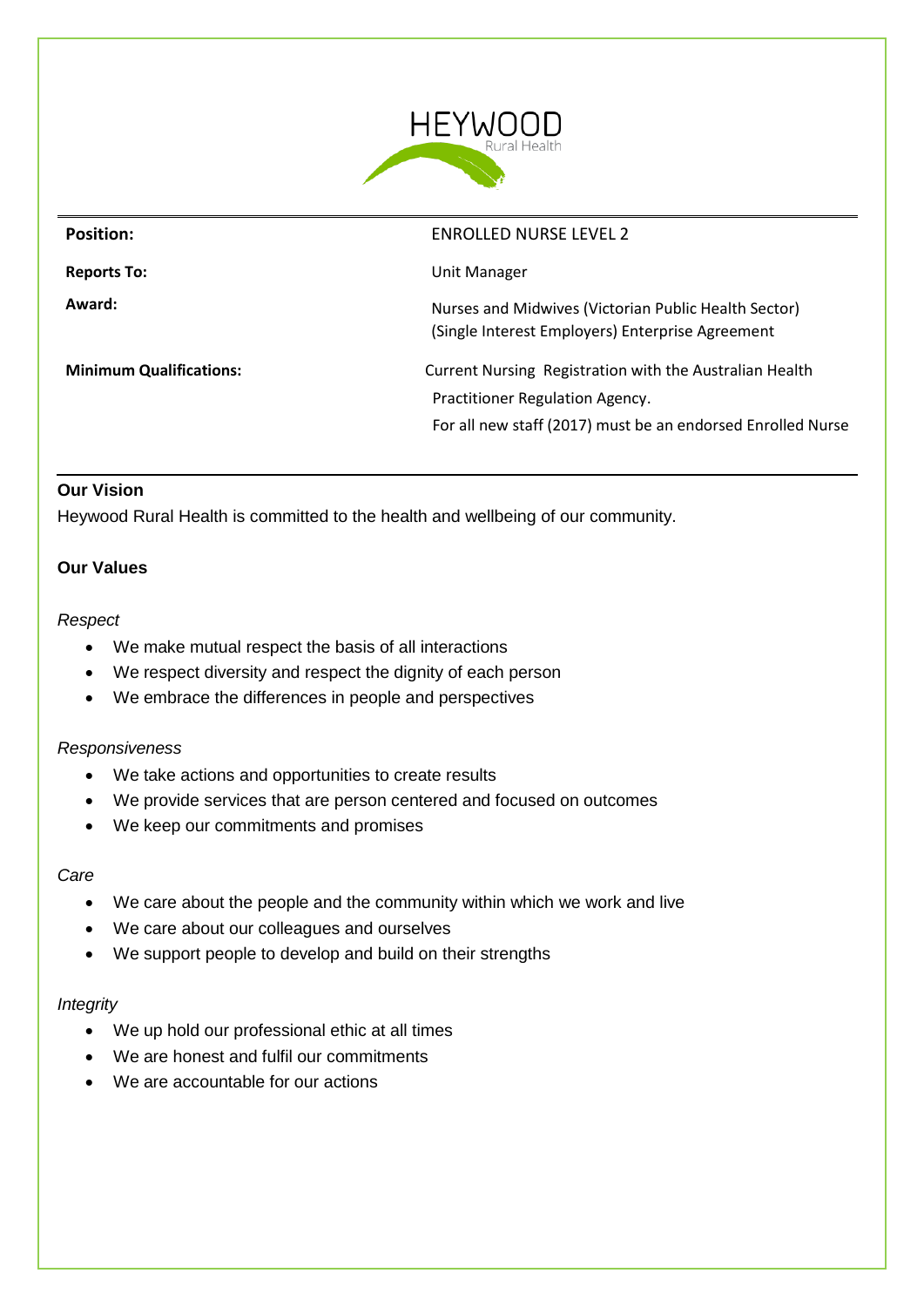HEYWOOD
Rural Health

| **Position:** | ENROLLED NURSE LEVEL 2 |
| --- | --- |
| **Reports To:** | Unit Manager |
| **Award:** | Nurses and Midwives (Victorian Public Health Sector) (Single Interest Employers) Enterprise Agreement |
| **Minimum Qualifications:** | Current Nursing Registration with the Australian Health Practitioner Regulation Agency. For all new staff (2017) must be an endorsed Enrolled Nurse |

### Our Vision

Heywood Rural Health is committed to the health and wellbeing of our community.

### Our Values

*Respect*

- We make mutual respect the basis of all interactions
- We respect diversity and respect the dignity of each person
- We embrace the differences in people and perspectives

*Responsiveness*

- We take actions and opportunities to create results
- We provide services that are person centered and focused on outcomes
- We keep our commitments and promises

*Care*

- We care about the people and the community within which we work and live
- We care about our colleagues and ourselves
- We support people to develop and build on their strengths

*Integrity*

- We up hold our professional ethic at all times
- We are honest and fulfil our commitments
- We are accountable for our actions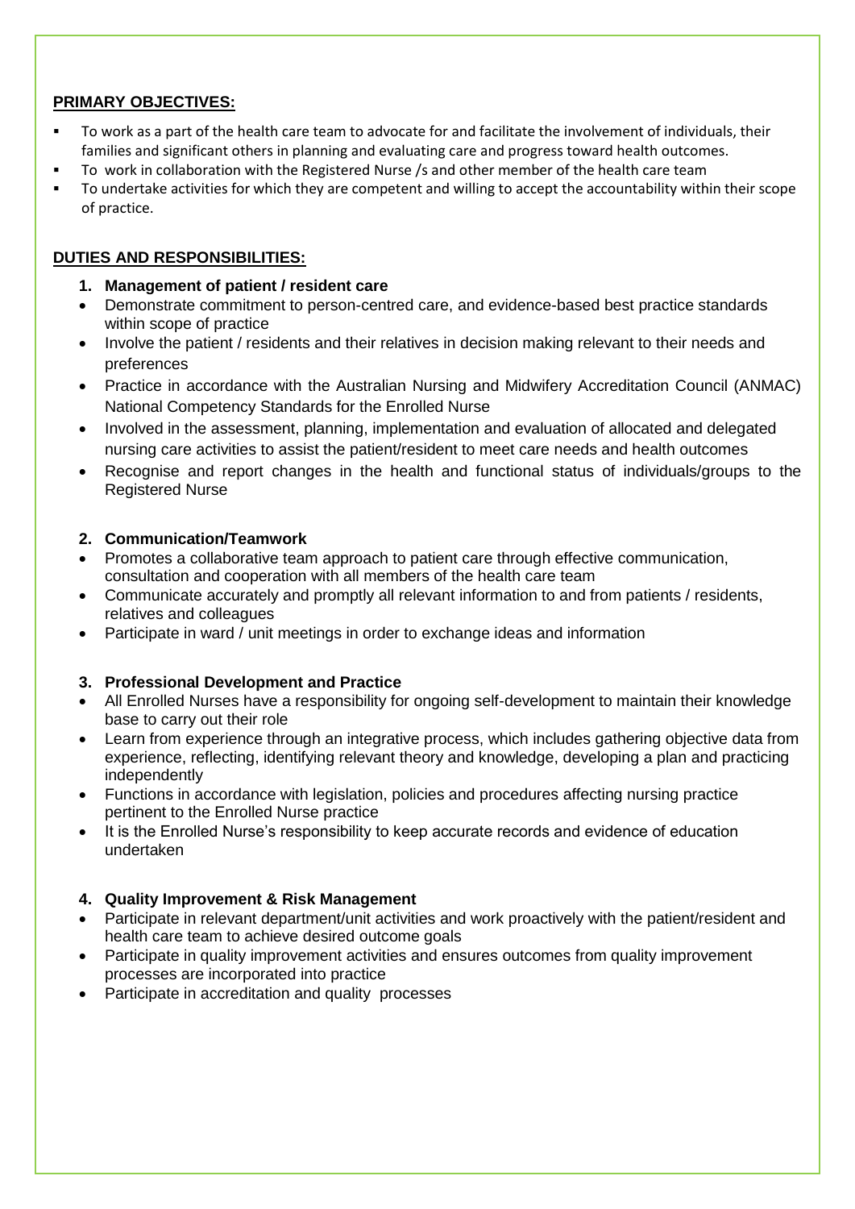## PRIMARY OBJECTIVES:

- To work as a part of the health care team to advocate for and facilitate the involvement of individuals, their families and significant others in planning and evaluating care and progress toward health outcomes.
- To work in collaboration with the Registered Nurse /s and other member of the health care team
- To undertake activities for which they are competent and willing to accept the accountability within their scope of practice.

## DUTIES AND RESPONSIBILITIES:

### 1. Management of patient / resident care

- Demonstrate commitment to person-centred care, and evidence-based best practice standards within scope of practice
- Involve the patient / residents and their relatives in decision making relevant to their needs and preferences
- Practice in accordance with the Australian Nursing and Midwifery Accreditation Council (ANMAC) National Competency Standards for the Enrolled Nurse
- Involved in the assessment, planning, implementation and evaluation of allocated and delegated nursing care activities to assist the patient/resident to meet care needs and health outcomes
- Recognise and report changes in the health and functional status of individuals/groups to the Registered Nurse

### 2. Communication/Teamwork

- Promotes a collaborative team approach to patient care through effective communication, consultation and cooperation with all members of the health care team
- Communicate accurately and promptly all relevant information to and from patients / residents, relatives and colleagues
- Participate in ward / unit meetings in order to exchange ideas and information

### 3. Professional Development and Practice

- All Enrolled Nurses have a responsibility for ongoing self-development to maintain their knowledge base to carry out their role
- Learn from experience through an integrative process, which includes gathering objective data from experience, reflecting, identifying relevant theory and knowledge, developing a plan and practicing independently
- Functions in accordance with legislation, policies and procedures affecting nursing practice pertinent to the Enrolled Nurse practice
- It is the Enrolled Nurse's responsibility to keep accurate records and evidence of education undertaken

### 4. Quality Improvement & Risk Management

- Participate in relevant department/unit activities and work proactively with the patient/resident and health care team to achieve desired outcome goals
- Participate in quality improvement activities and ensures outcomes from quality improvement processes are incorporated into practice
- Participate in accreditation and quality processes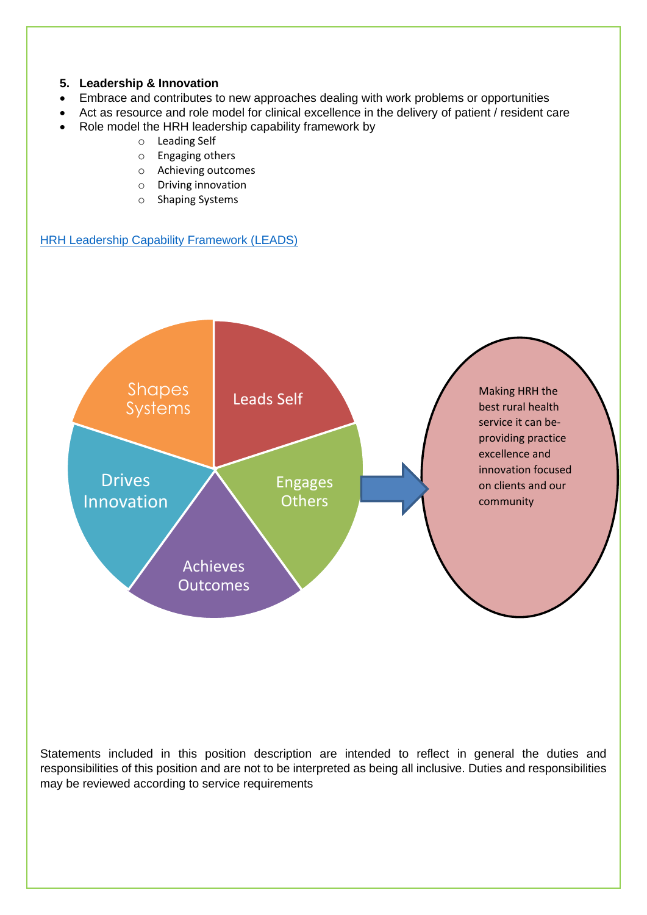5. **Leadership & Innovation**

- Embrace and contributes to new approaches dealing with work problems or opportunities
- Act as resource and role model for clinical excellence in the delivery of patient / resident care
- Role model the HRH leadership capability framework by
  - Leading Self
  - Engaging others
  - Achieving outcomes
  - Driving innovation
  - Shaping Systems

HRH Leadership Capability Framework (LEADS)

Shapes Systems

Leads Self

Engages Others

Achieves Outcomes

Drives Innovation

Making HRH the best rural health service it can be- providing practice excellence and innovation focused on clients and our community

Statements included in this position description are intended to reflect in general the duties and responsibilities of this position and are not to be interpreted as being all inclusive. Duties and responsibilities may be reviewed according to service requirements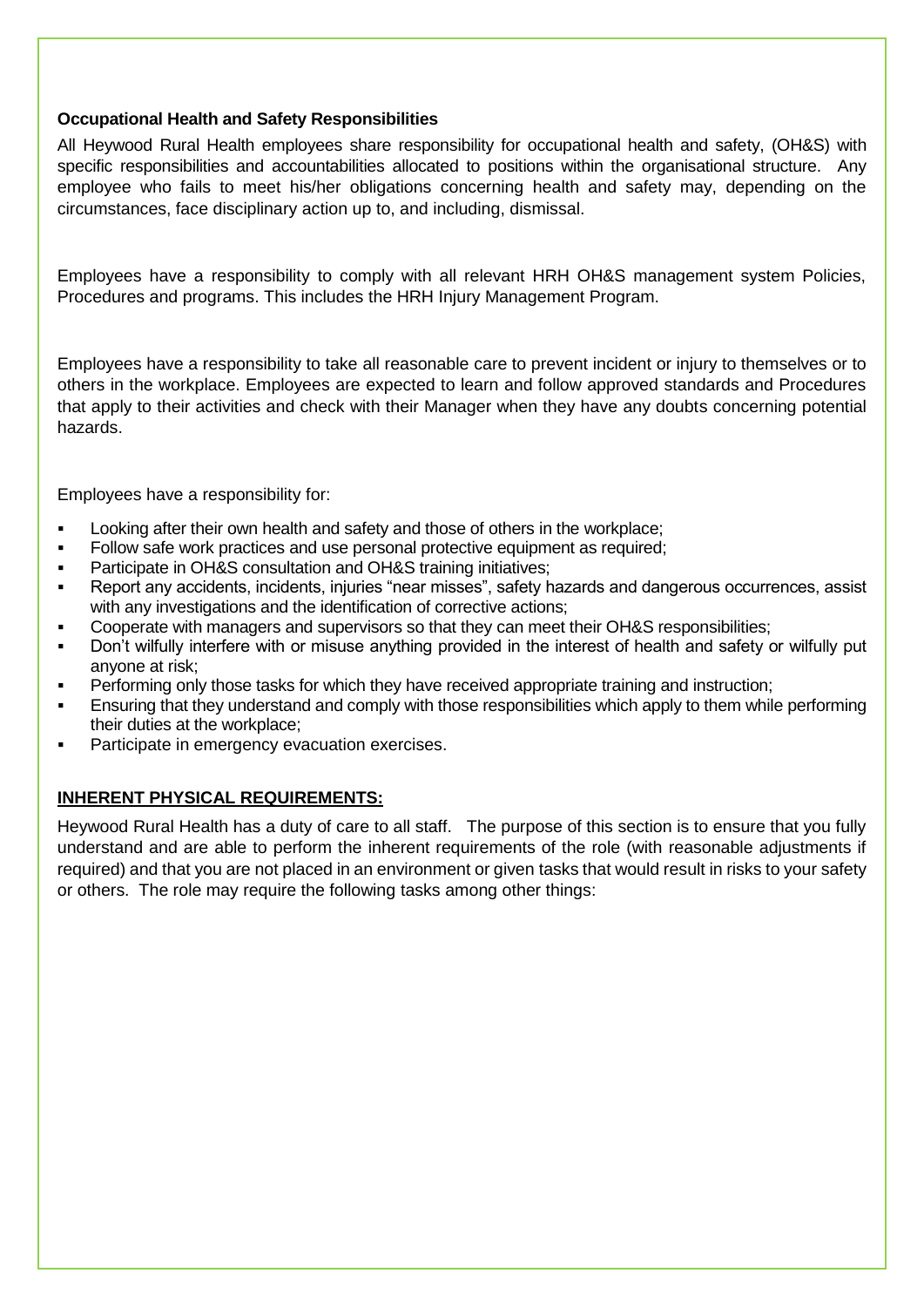**Occupational Health and Safety Responsibilities**

All Heywood Rural Health employees share responsibility for occupational health and safety, (OH&S) with specific responsibilities and accountabilities allocated to positions within the organisational structure. Any employee who fails to meet his/her obligations concerning health and safety may, depending on the circumstances, face disciplinary action up to, and including, dismissal.

Employees have a responsibility to comply with all relevant HRH OH&S management system Policies, Procedures and programs. This includes the HRH Injury Management Program.

Employees have a responsibility to take all reasonable care to prevent incident or injury to themselves or to others in the workplace. Employees are expected to learn and follow approved standards and Procedures that apply to their activities and check with their Manager when they have any doubts concerning potential hazards.

Employees have a responsibility for:

- Looking after their own health and safety and those of others in the workplace;
- Follow safe work practices and use personal protective equipment as required;
- Participate in OH&S consultation and OH&S training initiatives;
- Report any accidents, incidents, injuries "near misses", safety hazards and dangerous occurrences, assist with any investigations and the identification of corrective actions;
- Cooperate with managers and supervisors so that they can meet their OH&S responsibilities;
- Don't wilfully interfere with or misuse anything provided in the interest of health and safety or wilfully put anyone at risk;
- Performing only those tasks for which they have received appropriate training and instruction;
- Ensuring that they understand and comply with those responsibilities which apply to them while performing their duties at the workplace;
- Participate in emergency evacuation exercises.

**INHERENT PHYSICAL REQUIREMENTS:**

Heywood Rural Health has a duty of care to all staff. The purpose of this section is to ensure that you fully understand and are able to perform the inherent requirements of the role (with reasonable adjustments if required) and that you are not placed in an environment or given tasks that would result in risks to your safety or others. The role may require the following tasks among other things: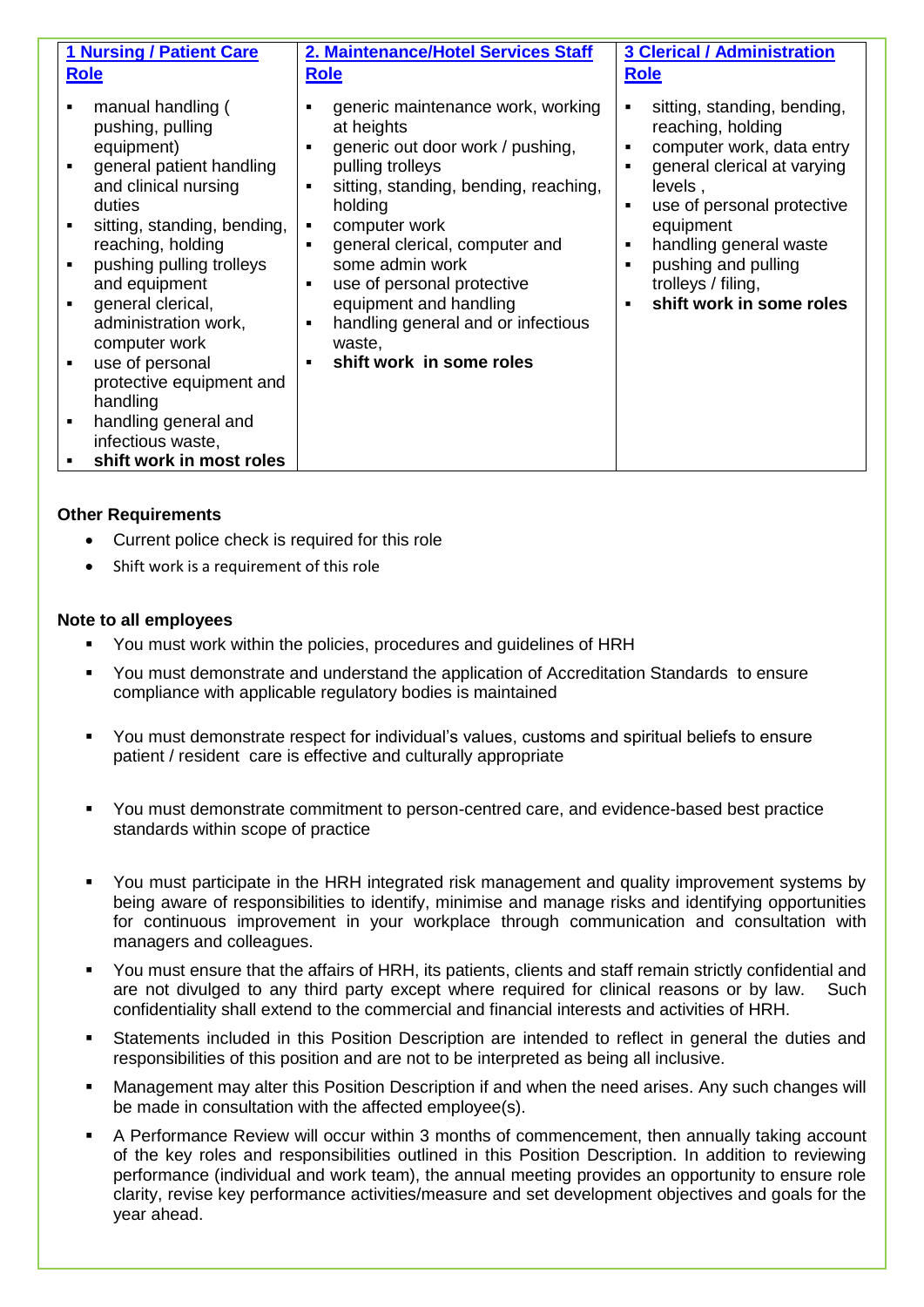| **1 Nursing / Patient Care Role** | **2. Maintenance/Hotel Services Staff Role** | **3 Clerical / Administration Role** |
|---|---|---|
| ▪ manual handling ( pushing, pulling equipment)<br>▪ general patient handling and clinical nursing duties<br>▪ sitting, standing, bending, reaching, holding<br>▪ pushing pulling trolleys and equipment<br>▪ general clerical, administration work, computer work<br>▪ use of personal protective equipment and handling<br>▪ handling general and infectious waste,<br>▪ **shift work in most roles** | ▪ generic maintenance work, working at heights<br>▪ generic out door work / pushing, pulling trolleys<br>▪ sitting, standing, bending, reaching, holding<br>▪ computer work<br>▪ general clerical, computer and some admin work<br>▪ use of personal protective equipment and handling<br>▪ handling general and or infectious waste,<br>▪ **shift work in some roles** | ▪ sitting, standing, bending, reaching, holding<br>▪ computer work, data entry<br>▪ general clerical at varying levels ,<br>▪ use of personal protective equipment<br>▪ handling general waste<br>▪ pushing and pulling trolleys / filing,<br>▪ **shift work in some roles** |

**Other Requirements**

- Current police check is required for this role
- Shift work is a requirement of this role

**Note to all employees**

- You must work within the policies, procedures and guidelines of HRH
- You must demonstrate and understand the application of Accreditation Standards to ensure compliance with applicable regulatory bodies is maintained
- You must demonstrate respect for individual's values, customs and spiritual beliefs to ensure patient / resident care is effective and culturally appropriate
- You must demonstrate commitment to person-centred care, and evidence-based best practice standards within scope of practice
- You must participate in the HRH integrated risk management and quality improvement systems by being aware of responsibilities to identify, minimise and manage risks and identifying opportunities for continuous improvement in your workplace through communication and consultation with managers and colleagues.
- You must ensure that the affairs of HRH, its patients, clients and staff remain strictly confidential and are not divulged to any third party except where required for clinical reasons or by law. Such confidentiality shall extend to the commercial and financial interests and activities of HRH.
- Statements included in this Position Description are intended to reflect in general the duties and responsibilities of this position and are not to be interpreted as being all inclusive.
- Management may alter this Position Description if and when the need arises. Any such changes will be made in consultation with the affected employee(s).
- A Performance Review will occur within 3 months of commencement, then annually taking account of the key roles and responsibilities outlined in this Position Description. In addition to reviewing performance (individual and work team), the annual meeting provides an opportunity to ensure role clarity, revise key performance activities/measure and set development objectives and goals for the year ahead.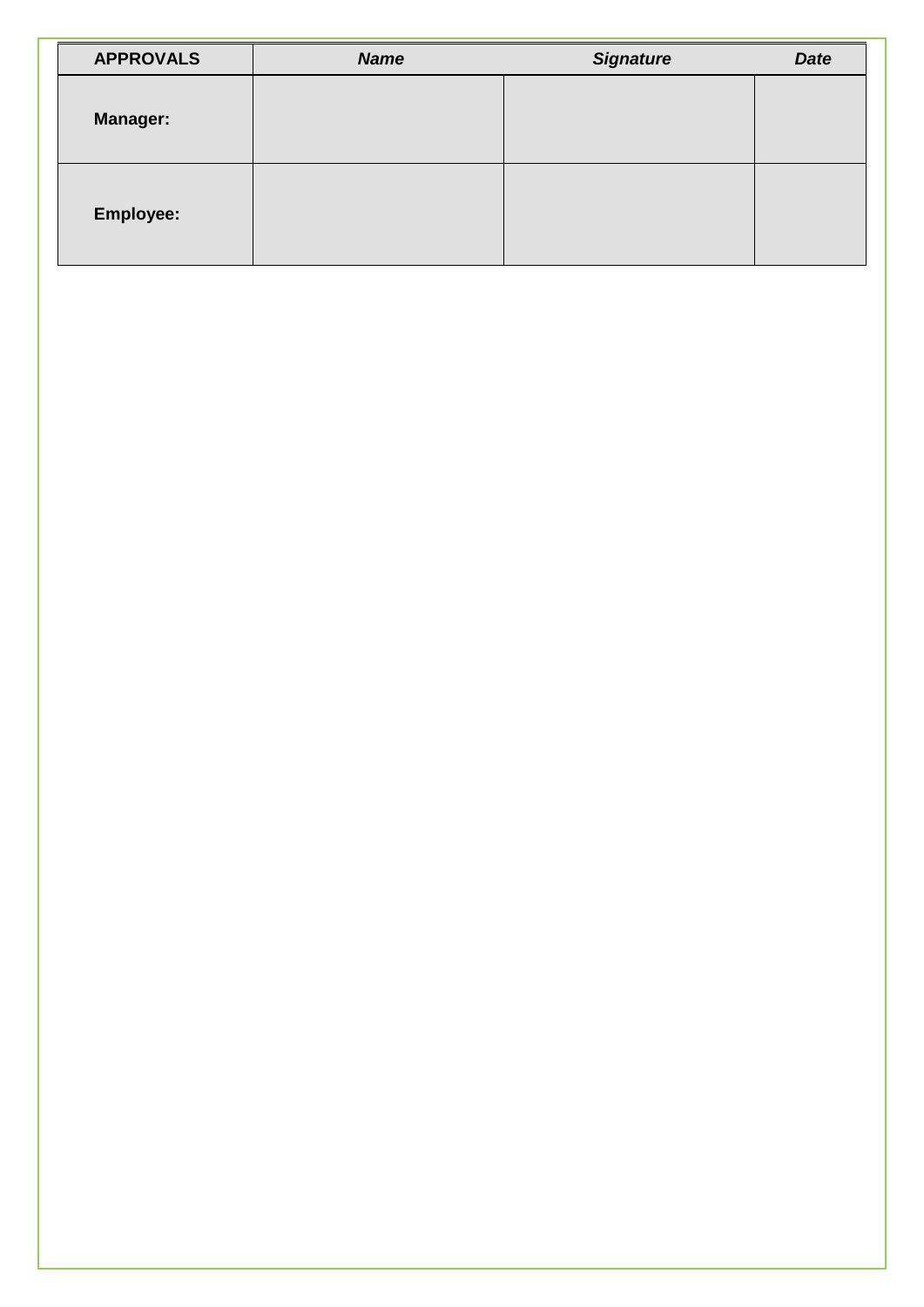| APPROVALS | *Name* | *Signature* | *Date* |
|---|---|---|---|
| **Manager:** | | | |
| **Employee:** | | | |